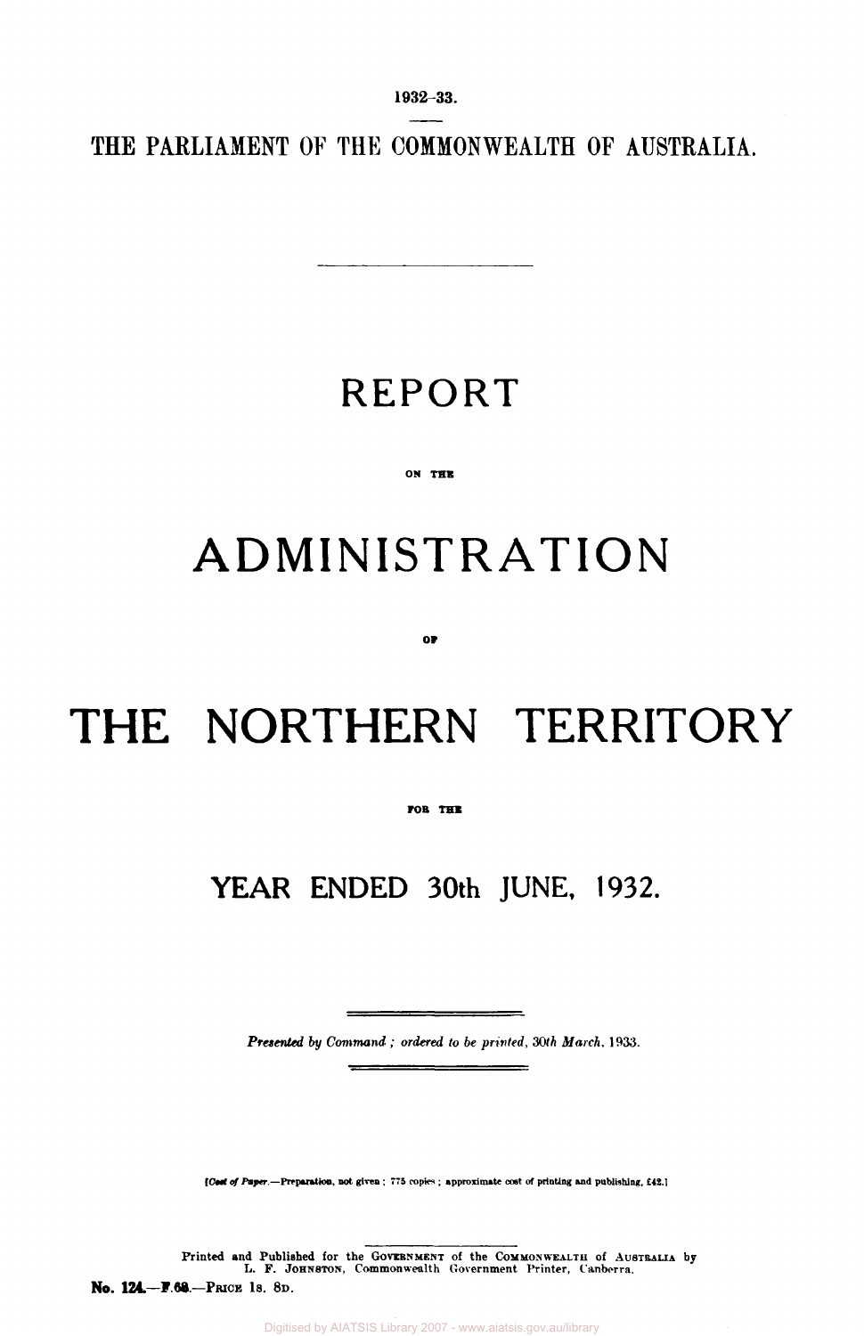1932–33.

THE PARLIAMENT OF THE COMMONWEALTH OF AUSTRALIA.

# REPORT

ON THE

# ADMINISTRATION

OF

# THE NORTHERN TERRITORY

FOR THE

## YEAR ENDED 30th JUNE, 1932.

*Presented by Command; ordered to be printed, 30th March, 1933.*

[*Cost of Paper.*—Preparation, not given; 775 copies; approximate cost of printing and publishing, £42.]

Printed and Published for the GOVERNMENT of the COMMONWEALTH of AUSTRALIA by L. F. JOHNSTON, Commonwealth Government Printer, Canberra.

**No. 124.—F.68.**—PRICE 1S. 8D.

Digitised by AIATSIS Library 2007 - www.aiatsis.gov.au/library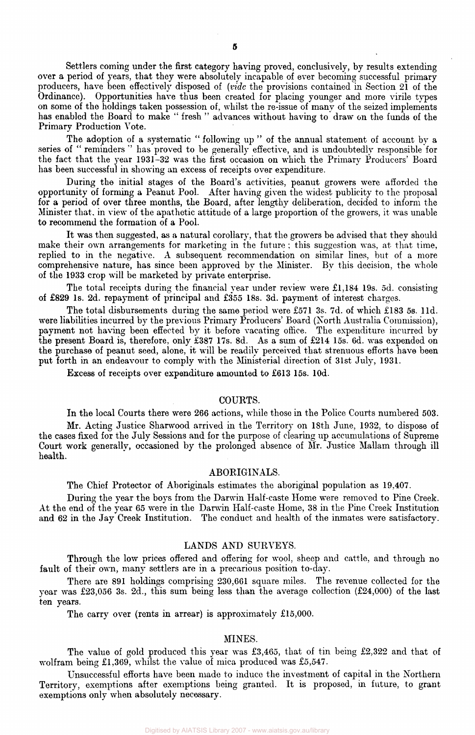Settlers coming under the first category having proved, conclusively, by results extending over a period of years, that they were absolutely incapable of ever becoming successful primary producers, have been effectively disposed of (*vide* the provisions contained in Section 21 of the Ordinance). Opportunities have thus been created for placing younger and more virile types on some of the holdings taken possession of, whilst the re-issue of many of the seized implements has enabled the Board to make " fresh " advances without having to draw on the funds of the Primary Production Vote.

The adoption of a systematic " following up " of the annual statement of account by a series of " reminders " has proved to be generally effective, and is undoubtedly responsible for the fact that the year 1931–32 was the first occasion on which the Primary Producers' Board has been successful in showing an excess of receipts over expenditure.

During the initial stages of the Board's activities, peanut growers were afforded the opportunity of forming a Peanut Pool. After having given the widest publicity to the proposal for a period of over three months, the Board, after lengthy deliberation, decided to inform the Minister that, in view of the apathetic attitude of a large proportion of the growers, it was unable to recommend the formation of a Pool.

It was then suggested, as a natural corollary, that the growers be advised that they should make their own arrangements for marketing in the future; this suggestion was, at that time, replied to in the negative. A subsequent recommendation on similar lines, but of a more comprehensive nature, has since been approved by the Minister. By this decision, the whole of the 1933 crop will be marketed by private enterprise.

The total receipts during the financial year under review were £1,184 19s. 5d. consisting of £829 1s. 2d. repayment of principal and £355 18s. 3d. payment of interest charges.

The total disbursements during the same period were £571 3s. 7d. of which £183 5s. 11d. were liabilities incurred by the previous Primary Producers' Board (North Australia Commission), payment not having been effected by it before vacating office. The expenditure incurred by the present Board is, therefore, only £387 17s. 8d. As a sum of £214 15s. 6d. was expended on the purchase of peanut seed, alone, it will be readily perceived that strenuous efforts have been put forth in an endeavour to comply with the Ministerial direction of 31st July, 1931.

Excess of receipts over expenditure amounted to £613 15s. 10d.

## COURTS.

In the local Courts there were 266 actions, while those in the Police Courts numbered 503.

Mr. Acting Justice Sharwood arrived in the Territory on 18th June, 1932, to dispose of the cases fixed for the July Sessions and for the purpose of clearing up accumulations of Supreme Court work generally, occasioned by the prolonged absence of Mr. Justice Mallam through ill health.

## ABORIGINALS.

The Chief Protector of Aboriginals estimates the aboriginal population as 19,407.

During the year the boys from the Darwin Half-caste Home were removed to Pine Creek. At the end of the year 65 were in the Darwin Half-caste Home, 38 in the Pine Creek Institution and 62 in the Jay Creek Institution. The conduct and health of the inmates were satisfactory.

## LANDS AND SURVEYS.

Through the low prices offered and offering for wool, sheep and cattle, and through no fault of their own, many settlers are in a precarious position to-day.

There are 891 holdings comprising 230,661 square miles. The revenue collected for the year was £23,056 3s. 2d., this sum being less than the average collection (£24,000) of the last ten years.

The carry over (rents in arrear) is approximately £15,000.

## MINES.

The value of gold produced this year was £3,465, that of tin being £2,322 and that of wolfram being £1,369, whilst the value of mica produced was £5,547.

Unsuccessful efforts have been made to induce the investment of capital in the Northern Territory, exemptions after exemptions being granted. It is proposed, in future, to grant exemptions only when absolutely necessary.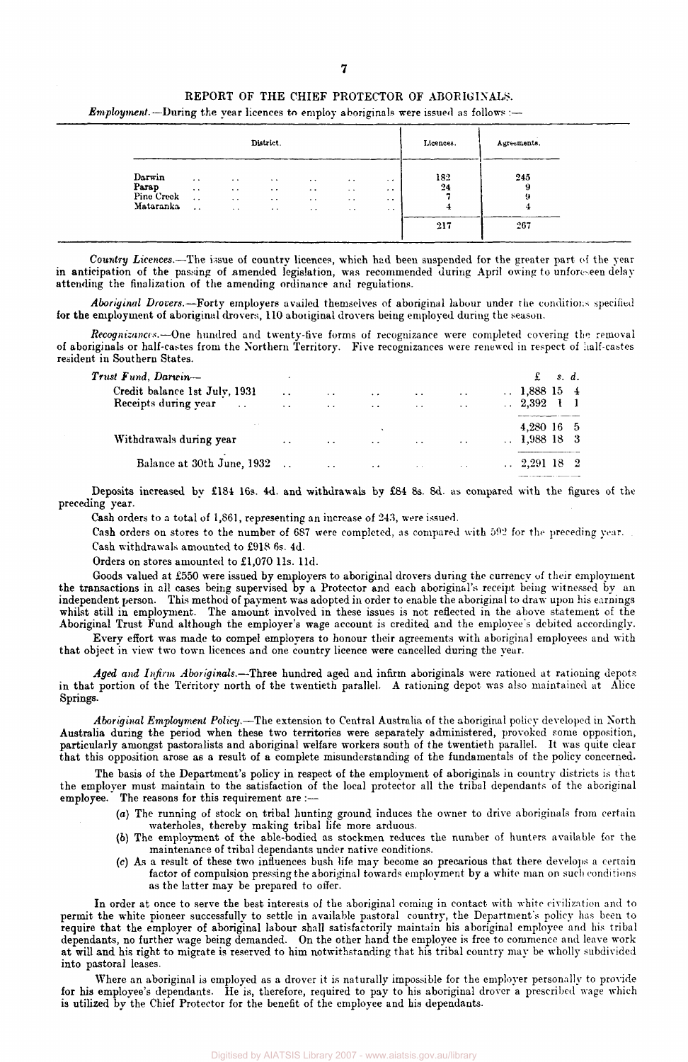## REPORT OF THE CHIEF PROTECTOR OF ABORIGINALS.

*Employment*.—During the year licences to employ aboriginals were issued as follows :—

| District. | Licences. | Agreements. |
|---|---|---|
| Darwin | 182 | 245 |
| Parap | 24 | 9 |
| Pine Creek | 7 | 9 |
| Mataranka | 4 | 4 |
| | 217 | 267 |

*Country Licences*.—The issue of country licences, which had been suspended for the greater part of the year in anticipation of the passing of amended legislation, was recommended during April owing to unforeseen delay attending the finalization of the amending ordinance and regulations.

*Aboriginal Drovers*.—Forty employers availed themselves of aboriginal labour under the conditions specified for the employment of aboriginal drovers, 110 aboriginal drovers being employed during the season.

*Recognizances*.—One hundred and twenty-five forms of recognizance were completed covering the removal of aboriginals or half-castes from the Northern Territory. Five recognizances were renewed in respect of half-castes resident in Southern States.

| *Trust Fund, Darwin*— | £ s. d. |
|---|---|
| Credit balance 1st July, 1931 | 1,888 15 4 |
| Receipts during year | 2,392 1 1 |
| | 4,280 16 5 |
| Withdrawals during year | 1,988 18 3 |
| Balance at 30th June, 1932 | 2,291 18 2 |

Deposits increased by £184 16s. 4d. and withdrawals by £84 8s. 8d. as compared with the figures of the preceding year.

Cash orders to a total of 1,861, representing an increase of 243, were issued.

Cash orders on stores to the number of 687 were completed, as compared with 592 for the preceding year.

Cash withdrawals amounted to £918 6s. 4d.

Orders on stores amounted to £1,070 11s. 11d.

Goods valued at £550 were issued by employers to aboriginal drovers during the currency of their employment the transactions in all cases being supervised by a Protector and each aboriginal's receipt being witnessed by an independent person. This method of payment was adopted in order to enable the aboriginal to draw upon his earnings whilst still in employment. The amount involved in these issues is not reflected in the above statement of the Aboriginal Trust Fund although the employer's wage account is credited and the employee's debited accordingly.

Every effort was made to compel employers to honour their agreements with aboriginal employees and with that object in view two town licences and one country licence were cancelled during the year.

*Aged and Infirm Aboriginals*.—Three hundred aged and infirm aboriginals were rationed at rationing depots in that portion of the Territory north of the twentieth parallel. A rationing depot was also maintained at Alice Springs.

*Aboriginal Employment Policy*.—The extension to Central Australia of the aboriginal policy developed in North Australia during the period when these two territories were separately administered, provoked some opposition, particularly amongst pastoralists and aboriginal welfare workers south of the twentieth parallel. It was quite clear that this opposition arose as a result of a complete misunderstanding of the fundamentals of the policy concerned.

The basis of the Department's policy in respect of the employment of aboriginals in country districts is that the employer must maintain to the satisfaction of the local protector all the tribal dependants of the aboriginal employee. The reasons for this requirement are :—

(*a*) The running of stock on tribal hunting ground induces the owner to drive aboriginals from certain waterholes, thereby making tribal life more arduous.

(*b*) The employment of the able-bodied as stockmen reduces the number of hunters available for the maintenance of tribal dependants under native conditions.

(*c*) As a result of these two influences bush life may become so precarious that there develops a certain factor of compulsion pressing the aboriginal towards employment by a white man on such conditions as the latter may be prepared to offer.

In order at once to serve the best interests of the aboriginal coming in contact with white civilization and to permit the white pioneer successfully to settle in available pastoral country, the Department's policy has been to require that the employer of aboriginal labour shall satisfactorily maintain his aboriginal employee and his tribal dependants, no further wage being demanded. On the other hand the employee is free to commence and leave work at will and his right to migrate is reserved to him notwithstanding that his tribal country may be wholly subdivided into pastoral leases.

Where an aboriginal is employed as a drover it is naturally impossible for the employer personally to provide for his employee's dependants. He is, therefore, required to pay to his aboriginal drover a prescribed wage which is utilized by the Chief Protector for the benefit of the employee and his dependants.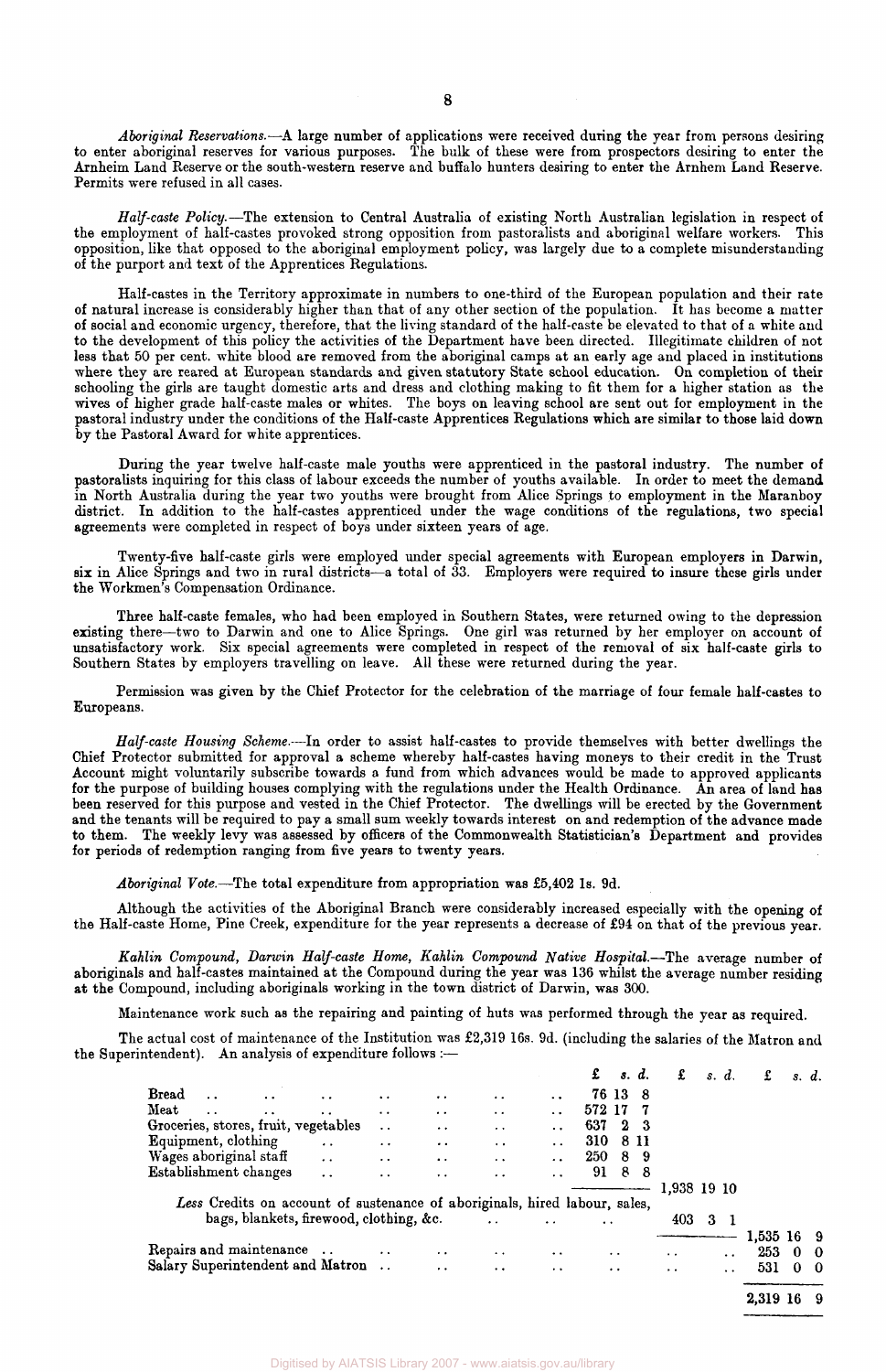*Aboriginal Reservations.*—A large number of applications were received during the year from persons desiring to enter aboriginal reserves for various purposes. The bulk of these were from prospectors desiring to enter the Arnheim Land Reserve or the south-western reserve and buffalo hunters desiring to enter the Arnhem Land Reserve. Permits were refused in all cases.

*Half-caste Policy.*—The extension to Central Australia of existing North Australian legislation in respect of the employment of half-castes provoked strong opposition from pastoralists and aboriginal welfare workers. This opposition, like that opposed to the aboriginal employment policy, was largely due to a complete misunderstanding of the purport and text of the Apprentices Regulations.

Half-castes in the Territory approximate in numbers to one-third of the European population and their rate of natural increase is considerably higher than that of any other section of the population. It has become a matter of social and economic urgency, therefore, that the living standard of the half-caste be elevated to that of a white and to the development of this policy the activities of the Department have been directed. Illegitimate children of not less that 50 per cent. white blood are removed from the aboriginal camps at an early age and placed in institutions where they are reared at European standards and given statutory State school education. On completion of their schooling the girls are taught domestic arts and dress and clothing making to fit them for a higher station as the wives of higher grade half-caste males or whites. The boys on leaving school are sent out for employment in the pastoral industry under the conditions of the Half-caste Apprentices Regulations which are similar to those laid down by the Pastoral Award for white apprentices.

During the year twelve half-caste male youths were apprenticed in the pastoral industry. The number of pastoralists inquiring for this class of labour exceeds the number of youths available. In order to meet the demand in North Australia during the year two youths were brought from Alice Springs to employment in the Maranboy district. In addition to the half-castes apprenticed under the wage conditions of the regulations, two special agreements were completed in respect of boys under sixteen years of age.

Twenty-five half-caste girls were employed under special agreements with European employers in Darwin, six in Alice Springs and two in rural districts—a total of 33. Employers were required to insure these girls under the Workmen's Compensation Ordinance.

Three half-caste females, who had been employed in Southern States, were returned owing to the depression existing there—two to Darwin and one to Alice Springs. One girl was returned by her employer on account of unsatisfactory work. Six special agreements were completed in respect of the removal of six half-caste girls to Southern States by employers travelling on leave. All these were returned during the year.

Permission was given by the Chief Protector for the celebration of the marriage of four female half-castes to Europeans.

*Half-caste Housing Scheme.*—In order to assist half-castes to provide themselves with better dwellings the Chief Protector submitted for approval a scheme whereby half-castes having moneys to their credit in the Trust Account might voluntarily subscribe towards a fund from which advances would be made to approved applicants for the purpose of building houses complying with the regulations under the Health Ordinance. An area of land has been reserved for this purpose and vested in the Chief Protector. The dwellings will be erected by the Government and the tenants will be required to pay a small sum weekly towards interest on and redemption of the advance made to them. The weekly levy was assessed by officers of the Commonwealth Statistician's Department and provides for periods of redemption ranging from five years to twenty years.

*Aboriginal Vote.*—The total expenditure from appropriation was £5,402 1s. 9d.

Although the activities of the Aboriginal Branch were considerably increased especially with the opening of the Half-caste Home, Pine Creek, expenditure for the year represents a decrease of £94 on that of the previous year.

*Kahlin Compound, Darwin Half-caste Home, Kahlin Compound Native Hospital.*—The average number of aboriginals and half-castes maintained at the Compound during the year was 136 whilst the average number residing at the Compound, including aboriginals working in the town district of Darwin, was 300.

Maintenance work such as the repairing and painting of huts was performed through the year as required.

The actual cost of maintenance of the Institution was £2,319 16s. 9d. (including the salaries of the Matron and the Superintendent). An analysis of expenditure follows :—

| | £ s. d. | £ s. d. | £ s. d. |
|---|---|---|---|
| Bread | 76 13 8 | | |
| Meat | 572 17 7 | | |
| Groceries, stores, fruit, vegetables | 637 2 3 | | |
| Equipment, clothing | 310 8 11 | | |
| Wages aboriginal staff | 250 8 9 | | |
| Establishment changes | 91 8 8 | | |
| | | 1,938 19 10 | |
| *Less* Credits on account of sustenance of aboriginals, hired labour, sales, bags, blankets, firewood, clothing, &c. | | 403 3 1 | |
| | | | 1,535 16 9 |
| Repairs and maintenance | | | 253 0 0 |
| Salary Superintendent and Matron | | | 531 0 0 |
| | | | 2,319 16 9 |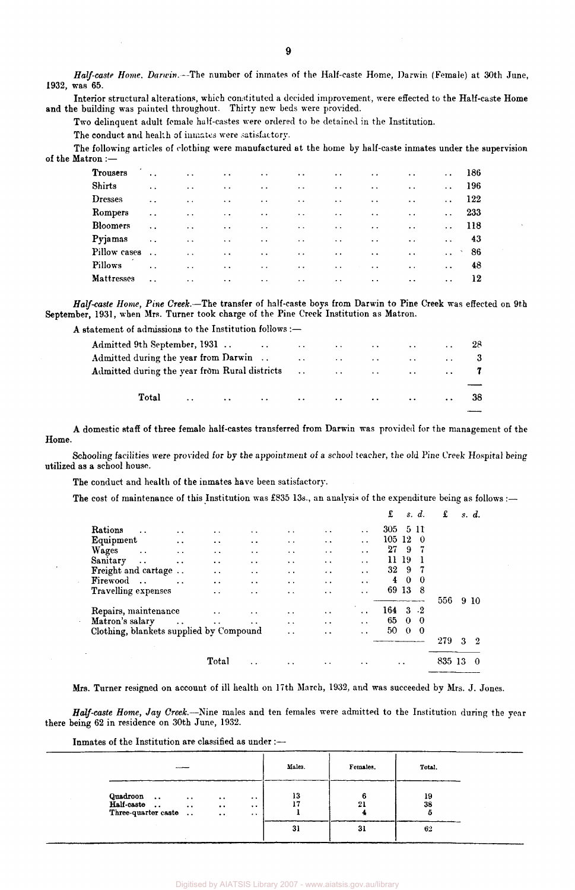*Half-caste Home, Darwin.*—The number of inmates of the Half-caste Home, Darwin (Female) at 30th June, 1932, was 65.

Interior structural alterations, which constituted a decided improvement, were effected to the Half-caste Home and the building was painted throughout. Thirty new beds were provided.

Two delinquent adult female half-castes were ordered to be detained in the Institution.

The conduct and health of inmates were satisfactory.

The following articles of clothing were manufactured at the home by half-caste inmates under the supervision of the Matron :—

| | |
|---|---|
| Trousers | 186 |
| Shirts | 196 |
| Dresses | 122 |
| Rompers | 233 |
| Bloomers | 118 |
| Pyjamas | 43 |
| Pillow cases | 86 |
| Pillows | 48 |
| Mattresses | 12 |

*Half-caste Home, Pine Creek.*—The transfer of half-caste boys from Darwin to Pine Creek was effected on 9th September, 1931, when Mrs. Turner took charge of the Pine Creek Institution as Matron.

A statement of admissions to the Institution follows :—

| | |
|---|---|
| Admitted 9th September, 1931 | 28 |
| Admitted during the year from Darwin | 3 |
| Admitted during the year from Rural districts | 7 |
| Total | 38 |

A domestic staff of three female half-castes transferred from Darwin was provided for the management of the Home.

Schooling facilities were provided for by the appointment of a school teacher, the old Pine Creek Hospital being utilized as a school house.

The conduct and health of the inmates have been satisfactory.

The cost of maintenance of this Institution was £835 13s., an analysis of the expenditure being as follows :—

| | £ s. d. | £ s. d. |
|---|---|---|
| Rations | 305 5 11 | |
| Equipment | 105 12 0 | |
| Wages | 27 9 7 | |
| Sanitary | 11 19 1 | |
| Freight and cartage | 32 9 7 | |
| Firewood | 4 0 0 | |
| Travelling expenses | 69 13 8 | |
| | | 556 9 10 |
| Repairs, maintenance | 164 3 2 | |
| Matron's salary | 65 0 0 | |
| Clothing, blankets supplied by Compound | 50 0 0 | |
| | | 279 3 2 |
| Total | | 835 13 0 |

Mrs. Turner resigned on account of ill health on 17th March, 1932, and was succeeded by Mrs. J. Jones.

*Half-caste Home, Jay Creek.*—Nine males and ten females were admitted to the Institution during the year there being 62 in residence on 30th June, 1932.

Inmates of the Institution are classified as under :—

| — | Males. | Females. | Total. |
|---|---|---|---|
| Quadroon | 13 | 6 | 19 |
| Half-caste | 17 | 21 | 38 |
| Three-quarter caste | 1 | 4 | 5 |
| | 31 | 31 | 62 |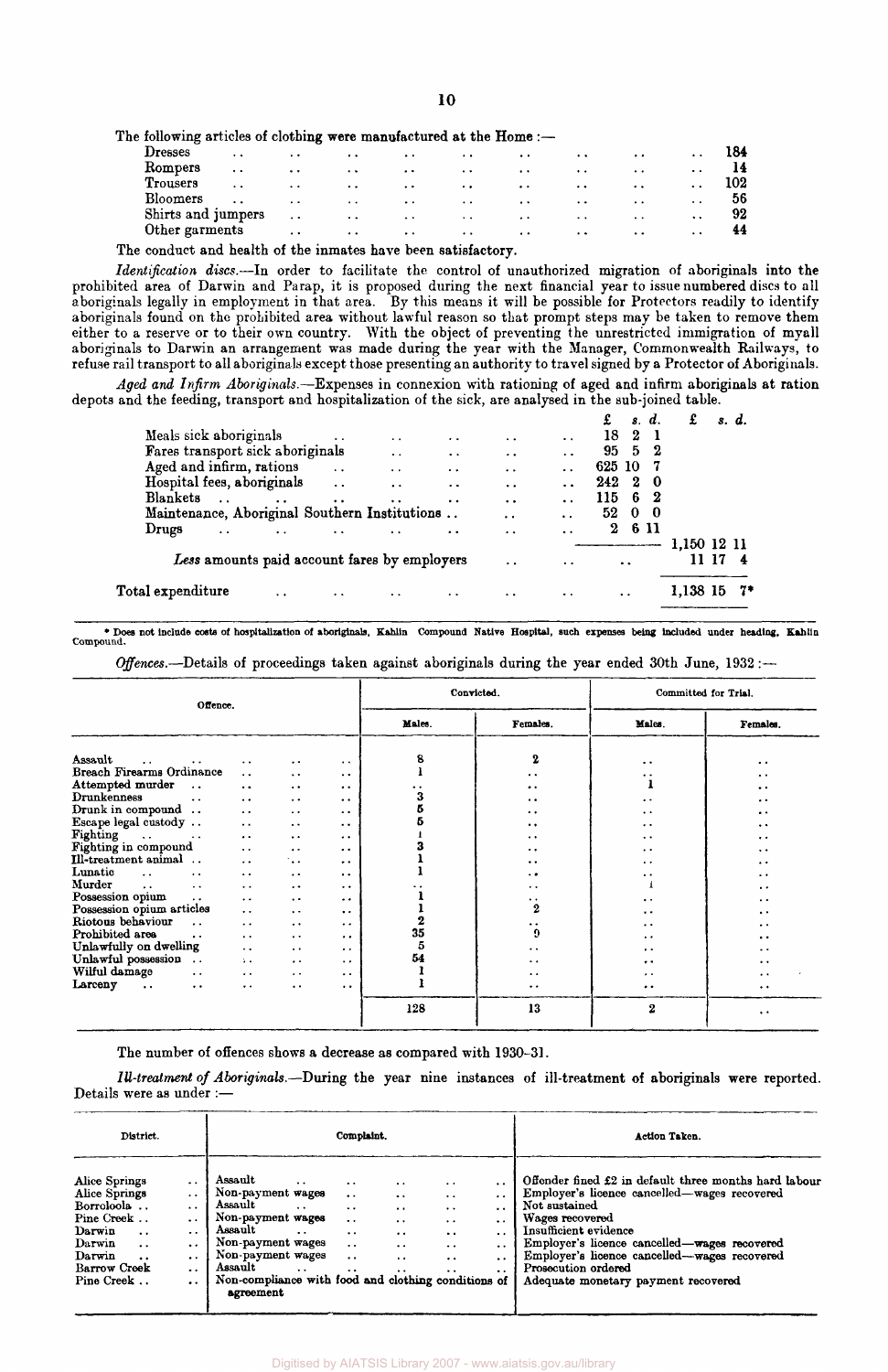The following articles of clothing were manufactured at the Home :—

| | |
|---|---|
| Dresses | 184 |
| Rompers | 14 |
| Trousers | 102 |
| Bloomers | 56 |
| Shirts and jumpers | 92 |
| Other garments | 44 |

The conduct and health of the inmates have been satisfactory.

*Identification discs.*—In order to facilitate the control of unauthorized migration of aboriginals into the prohibited area of Darwin and Parap, it is proposed during the next financial year to issue numbered discs to all aboriginals legally in employment in that area. By this means it will be possible for Protectors readily to identify aboriginals found on the prohibited area without lawful reason so that prompt steps may be taken to remove them either to a reserve or to their own country. With the object of preventing the unrestricted immigration of myall aboriginals to Darwin an arrangement was made during the year with the Manager, Commonwealth Railways, to refuse rail transport to all aboriginals except those presenting an authority to travel signed by a Protector of Aboriginals.

*Aged and Infirm Aboriginals.*—Expenses in connexion with rationing of aged and infirm aboriginals at ration depots and the feeding, transport and hospitalization of the sick, are analysed in the sub-joined table.

| | £ s. d. | £ s. d. |
|---|---|---|
| Meals sick aboriginals | 18 2 1 | |
| Fares transport sick aboriginals | 95 5 2 | |
| Aged and infirm, rations | 625 10 7 | |
| Hospital fees, aboriginals | 242 2 0 | |
| Blankets | 115 6 2 | |
| Maintenance, Aboriginal Southern Institutions | 52 0 0 | |
| Drugs | 2 6 11 | |
| | | 1,150 12 11 |
| *Less* amounts paid account fares by employers | | 11 17 4 |
| Total expenditure | | 1,138 15 7* |

\* Does not include costs of hospitalization of aboriginals, Kahlin Compound Native Hospital, such expenses being included under heading, Kahlin Compound.

*Offences.*—Details of proceedings taken against aboriginals during the year ended 30th June, 1932 :—

| Offence. | Convicted. | | Committed for Trial. | |
|---|---|---|---|---|
| | Males. | Females. | Males. | Females. |
| Assault | 8 | 2 | .. | .. |
| Breach Firearms Ordinance | 1 | .. | .. | .. |
| Attempted murder | .. | .. | 1 | .. |
| Drunkenness | 3 | .. | .. | .. |
| Drunk in compound | 5 | .. | .. | .. |
| Escape legal custody | 5 | .. | .. | .. |
| Fighting | 1 | .. | .. | .. |
| Fighting in compound | 3 | .. | .. | .. |
| Ill-treatment animal | 1 | .. | .. | .. |
| Lunatic | 1 | .. | .. | .. |
| Murder | .. | .. | 1 | .. |
| Possession opium | 1 | .. | .. | .. |
| Possession opium articles | 1 | 2 | .. | .. |
| Riotous behaviour | 2 | .. | .. | .. |
| Prohibited area | 35 | 9 | .. | .. |
| Unlawfully on dwelling | 5 | .. | .. | .. |
| Unlawful possession | 54 | .. | .. | .. |
| Wilful damage | 1 | .. | .. | .. |
| Larceny | 1 | .. | .. | .. |
| | 128 | 13 | 2 | .. |

The number of offences shows a decrease as compared with 1930–31.

*Ill-treatment of Aboriginals.*—During the year nine instances of ill-treatment of aboriginals were reported. Details were as under :—

| District. | Complaint. | Action Taken. |
|---|---|---|
| Alice Springs | Assault | Offender fined £2 in default three months hard labour |
| Alice Springs | Non-payment wages | Employer's licence cancelled—wages recovered |
| Borroloola | Assault | Not sustained |
| Pine Creek | Non-payment wages | Wages recovered |
| Darwin | Assault | Insufficient evidence |
| Darwin | Non-payment wages | Employer's licence cancelled—wages recovered |
| Darwin | Non-payment wages | Employer's licence cancelled—wages recovered |
| Barrow Creek | Assault | Prosecution ordered |
| Pine Creek | Non-compliance with food and clothing conditions of agreement | Adequate monetary payment recovered |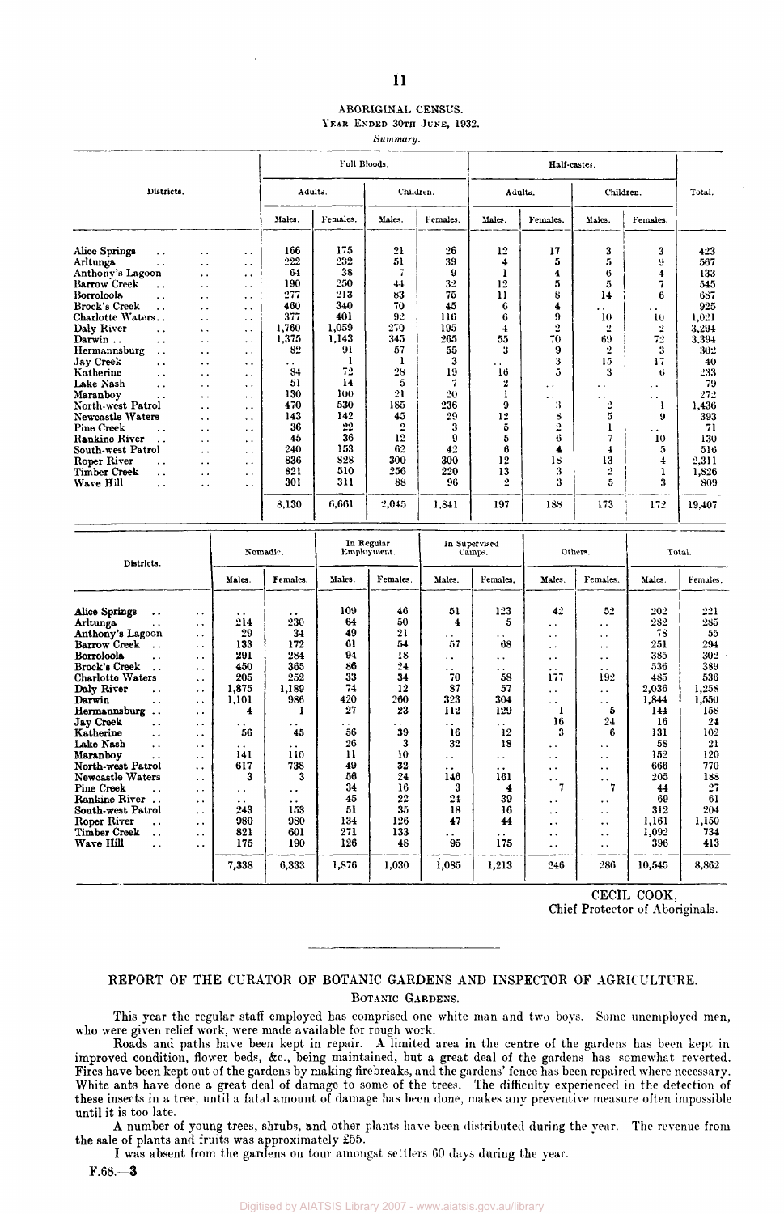## ABORIGINAL CENSUS.

YEAR ENDED 30TH JUNE, 1932.

*Summary.*

| Districts. | Full Bloods. | | | | Half-castes. | | | | Total. |
|---|---|---|---|---|---|---|---|---|---|
| | Adults. | | Children. | | Adults. | | Children. | | |
| | Males. | Females. | Males. | Females. | Males. | Females. | Males. | Females. | |
| Alice Springs | 166 | 175 | 21 | 26 | 12 | 17 | 3 | 3 | 423 |
| Arltunga | 222 | 232 | 51 | 39 | 4 | 5 | 5 | 9 | 567 |
| Anthony's Lagoon | 64 | 38 | 7 | 9 | 1 | 4 | 6 | 4 | 133 |
| Barrow Creek | 190 | 250 | 44 | 32 | 12 | 5 | 5 | 7 | 545 |
| Borroloola | 277 | 213 | 83 | 75 | 11 | 8 | 14 | 6 | 687 |
| Brock's Creek | 460 | 340 | 70 | 45 | 6 | 4 | .. | .. | 925 |
| Charlotte Waters | 377 | 401 | 92 | 116 | 6 | 9 | 10 | 10 | 1,021 |
| Daly River | 1,760 | 1,059 | 270 | 195 | 4 | 2 | 2 | 2 | 3,294 |
| Darwin | 1,375 | 1,143 | 345 | 265 | 55 | 70 | 69 | 72 | 3,394 |
| Hermannsburg | 82 | 91 | 57 | 55 | 3 | 9 | 2 | 3 | 302 |
| Jay Creek | .. | 1 | 1 | 3 | .. | 3 | 15 | 17 | 40 |
| Katherine | 84 | 72 | 28 | 19 | 16 | 5 | 3 | 6 | 233 |
| Lake Nash | 51 | 14 | 5 | 7 | 2 | .. | .. | .. | 79 |
| Maranboy | 130 | 100 | 21 | 20 | 1 | .. | .. | .. | 272 |
| North-west Patrol | 470 | 530 | 185 | 236 | 9 | 3 | 2 | 1 | 1,436 |
| Newcastle Waters | 143 | 142 | 45 | 29 | 12 | 8 | 5 | 9 | 393 |
| Pine Creek | 36 | 22 | 2 | 3 | 5 | 2 | 1 | .. | 71 |
| Rankine River | 45 | 36 | 12 | 9 | 5 | 6 | 7 | 10 | 130 |
| South-west Patrol | 240 | 153 | 62 | 42 | 6 | 4 | 4 | 5 | 516 |
| Roper River | 836 | 828 | 300 | 300 | 12 | 18 | 13 | 4 | 2,311 |
| Timber Creek | 821 | 510 | 256 | 220 | 13 | 3 | 2 | 1 | 1,826 |
| Wave Hill | 301 | 311 | 88 | 96 | 2 | 3 | 5 | 3 | 809 |
| | 8,130 | 6,661 | 2,045 | 1,841 | 197 | 188 | 173 | 172 | 19,407 |

| Districts. | Nomadic. | | In Regular Employment. | | In Supervised Camps. | | Others. | | Total. | |
|---|---|---|---|---|---|---|---|---|---|---|
| | Males. | Females. | Males. | Females. | Males. | Females. | Males. | Females. | Males. | Females. |
| Alice Springs | .. | .. | 109 | 46 | 51 | 123 | 42 | 52 | 202 | 221 |
| Arltunga | 214 | 230 | 64 | 50 | 4 | 5 | .. | .. | 282 | 285 |
| Anthony's Lagoon | 29 | 34 | 49 | 21 | .. | .. | .. | .. | 78 | 55 |
| Barrow Creek | 133 | 172 | 61 | 54 | 57 | 68 | .. | .. | 251 | 294 |
| Borroloola | 291 | 284 | 94 | 18 | .. | .. | .. | .. | 385 | 302 |
| Brock's Creek | 450 | 365 | 86 | 24 | .. | .. | .. | .. | 536 | 389 |
| Charlotte Waters | 205 | 252 | 33 | 34 | 70 | 58 | 177 | 192 | 485 | 536 |
| Daly River | 1,875 | 1,189 | 74 | 12 | 87 | 57 | .. | .. | 2,036 | 1,258 |
| Darwin | 1,101 | 986 | 420 | 260 | 323 | 304 | .. | .. | 1,844 | 1,550 |
| Hermannsburg | 4 | 1 | 27 | 23 | 112 | 129 | 1 | 5 | 144 | 158 |
| Jay Creek | .. | .. | .. | .. | .. | .. | 16 | 24 | 16 | 24 |
| Katherine | 56 | 45 | 56 | 39 | 16 | 12 | 3 | 6 | 131 | 102 |
| Lake Nash | .. | .. | 26 | 3 | 32 | 18 | .. | .. | 58 | 21 |
| Maranboy | 141 | 110 | 11 | 10 | .. | .. | .. | .. | 152 | 120 |
| North-west Patrol | 617 | 738 | 49 | 32 | .. | .. | .. | .. | 666 | 770 |
| Newcastle Waters | 3 | 3 | 56 | 24 | 146 | 161 | .. | .. | 205 | 188 |
| Pine Creek | .. | .. | 34 | 16 | 3 | 4 | 7 | 7 | 44 | 27 |
| Rankine River | .. | .. | 45 | 22 | 24 | 39 | .. | .. | 69 | 61 |
| South-west Patrol | 243 | 153 | 51 | 35 | 18 | 16 | .. | .. | 312 | 204 |
| Roper River | 980 | 980 | 134 | 126 | 47 | 44 | .. | .. | 1,161 | 1,150 |
| Timber Creek | 821 | 601 | 271 | 133 | .. | .. | .. | .. | 1,092 | 734 |
| Wave Hill | 175 | 190 | 126 | 48 | 95 | 175 | .. | .. | 396 | 413 |
| | 7,338 | 6,333 | 1,876 | 1,030 | 1,085 | 1,213 | 246 | 286 | 10,545 | 8,862 |

CECIL COOK,
Chief Protector of Aboriginals.

## REPORT OF THE CURATOR OF BOTANIC GARDENS AND INSPECTOR OF AGRICULTURE.

### BOTANIC GARDENS.

This year the regular staff employed has comprised one white man and two boys. Some unemployed men, who were given relief work, were made available for rough work.

Roads and paths have been kept in repair. A limited area in the centre of the gardens has been kept in improved condition, flower beds, &c., being maintained, but a great deal of the gardens has somewhat reverted. Fires have been kept out of the gardens by making firebreaks, and the gardens' fence has been repaired where necessary. White ants have done a great deal of damage to some of the trees. The difficulty experienced in the detection of these insects in a tree, until a fatal amount of damage has been done, makes any preventive measure often impossible until it is too late.

A number of young trees, shrubs, and other plants have been distributed during the year. The revenue from the sale of plants and fruits was approximately £55.

I was absent from the gardens on tour amongst settlers 60 days during the year.

F.68.—3